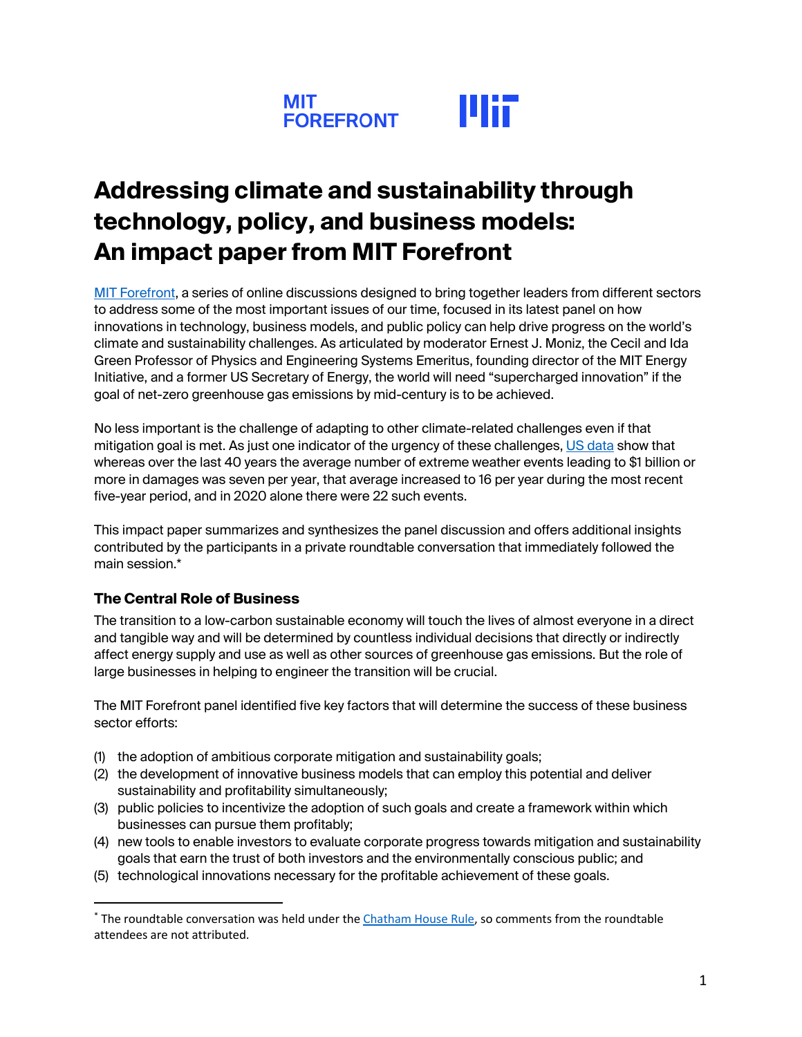MIT FOREFRONT

# Addressing climate and sustainability through technology, policy, and business models: An impact paper from MIT Forefront

MIT Forefront, a series of online discussions designed to bring together leaders from different sectors to address some of the most important issues of our time, focused in its latest panel on how innovations in technology, business models, and public policy can help drive progress on the world's climate and sustainability challenges. As articulated by moderator Ernest J. Moniz, the Cecil and Ida Green Professor of Physics and Engineering Systems Emeritus, founding director of the MIT Energy Initiative, and a former US Secretary of Energy, the world will need "supercharged innovation" if the goal of net-zero greenhouse gas emissions by mid-century is to be achieved.

No less important is the challenge of adapting to other climate-related challenges even if that mitigation goal is met. As just one indicator of the urgency of these challenges, US data show that whereas over the last 40 years the average number of extreme weather events leading to $1 billion or more in damages was seven per year, that average increased to 16 per year during the most recent five-year period, and in 2020 alone there were 22 such events.

This impact paper summarizes and synthesizes the panel discussion and offers additional insights contributed by the participants in a private roundtable conversation that immediately followed the main session.*

### The Central Role of Business

The transition to a low-carbon sustainable economy will touch the lives of almost everyone in a direct and tangible way and will be determined by countless individual decisions that directly or indirectly affect energy supply and use as well as other sources of greenhouse gas emissions. But the role of large businesses in helping to engineer the transition will be crucial.

The MIT Forefront panel identified five key factors that will determine the success of these business sector efforts:

(1) the adoption of ambitious corporate mitigation and sustainability goals;
(2) the development of innovative business models that can employ this potential and deliver sustainability and profitability simultaneously;
(3) public policies to incentivize the adoption of such goals and create a framework within which businesses can pursue them profitably;
(4) new tools to enable investors to evaluate corporate progress towards mitigation and sustainability goals that earn the trust of both investors and the environmentally conscious public; and
(5) technological innovations necessary for the profitable achievement of these goals.

* The roundtable conversation was held under the Chatham House Rule, so comments from the roundtable attendees are not attributed.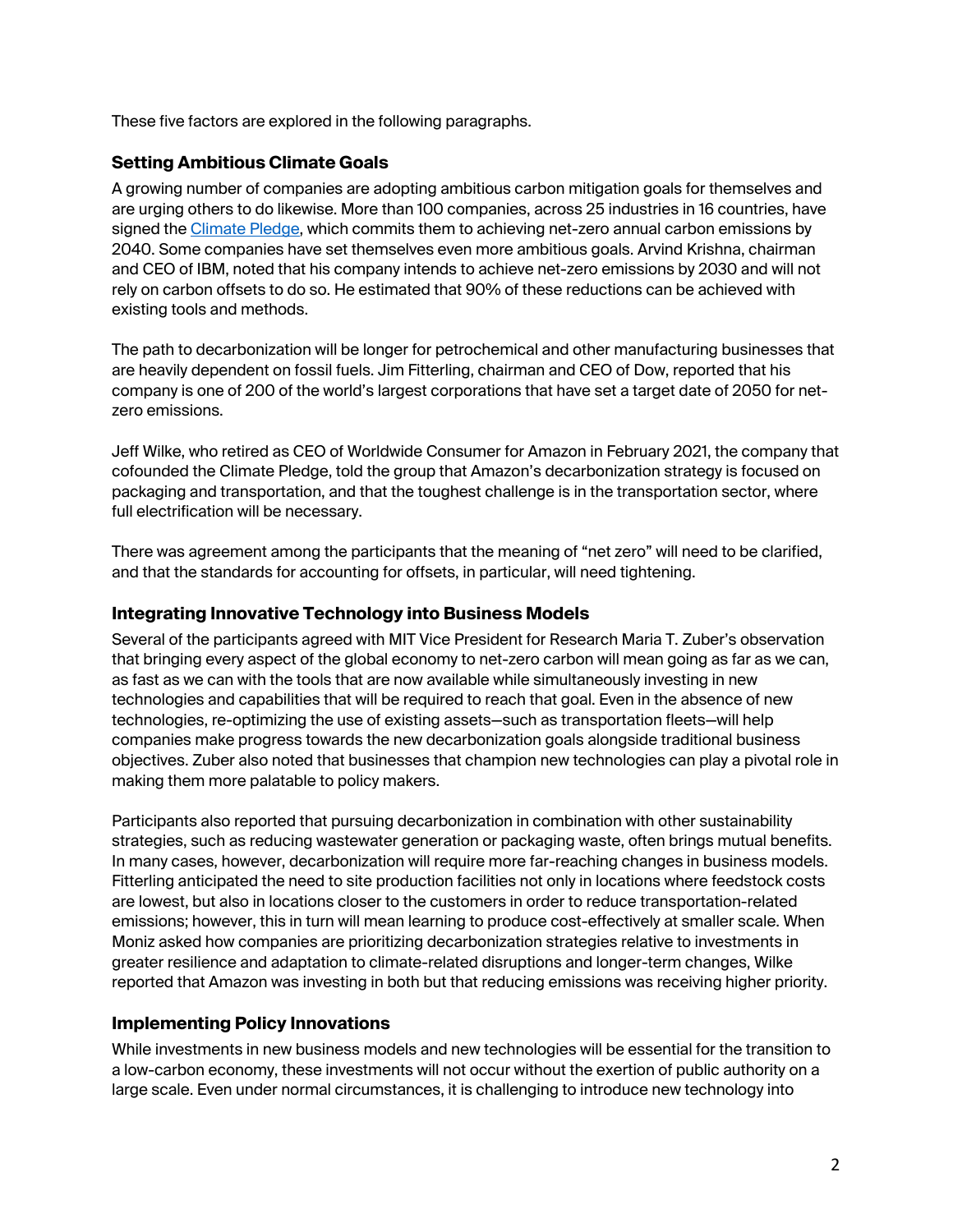These five factors are explored in the following paragraphs.

### Setting Ambitious Climate Goals

A growing number of companies are adopting ambitious carbon mitigation goals for themselves and are urging others to do likewise. More than 100 companies, across 25 industries in 16 countries, have signed the Climate Pledge, which commits them to achieving net-zero annual carbon emissions by 2040. Some companies have set themselves even more ambitious goals. Arvind Krishna, chairman and CEO of IBM, noted that his company intends to achieve net-zero emissions by 2030 and will not rely on carbon offsets to do so. He estimated that 90% of these reductions can be achieved with existing tools and methods.

The path to decarbonization will be longer for petrochemical and other manufacturing businesses that are heavily dependent on fossil fuels. Jim Fitterling, chairman and CEO of Dow, reported that his company is one of 200 of the world's largest corporations that have set a target date of 2050 for net-zero emissions.

Jeff Wilke, who retired as CEO of Worldwide Consumer for Amazon in February 2021, the company that cofounded the Climate Pledge, told the group that Amazon's decarbonization strategy is focused on packaging and transportation, and that the toughest challenge is in the transportation sector, where full electrification will be necessary.

There was agreement among the participants that the meaning of "net zero" will need to be clarified, and that the standards for accounting for offsets, in particular, will need tightening.

### Integrating Innovative Technology into Business Models

Several of the participants agreed with MIT Vice President for Research Maria T. Zuber's observation that bringing every aspect of the global economy to net-zero carbon will mean going as far as we can, as fast as we can with the tools that are now available while simultaneously investing in new technologies and capabilities that will be required to reach that goal. Even in the absence of new technologies, re-optimizing the use of existing assets—such as transportation fleets—will help companies make progress towards the new decarbonization goals alongside traditional business objectives. Zuber also noted that businesses that champion new technologies can play a pivotal role in making them more palatable to policy makers.

Participants also reported that pursuing decarbonization in combination with other sustainability strategies, such as reducing wastewater generation or packaging waste, often brings mutual benefits. In many cases, however, decarbonization will require more far-reaching changes in business models. Fitterling anticipated the need to site production facilities not only in locations where feedstock costs are lowest, but also in locations closer to the customers in order to reduce transportation-related emissions; however, this in turn will mean learning to produce cost-effectively at smaller scale. When Moniz asked how companies are prioritizing decarbonization strategies relative to investments in greater resilience and adaptation to climate-related disruptions and longer-term changes, Wilke reported that Amazon was investing in both but that reducing emissions was receiving higher priority.

### Implementing Policy Innovations

While investments in new business models and new technologies will be essential for the transition to a low-carbon economy, these investments will not occur without the exertion of public authority on a large scale. Even under normal circumstances, it is challenging to introduce new technology into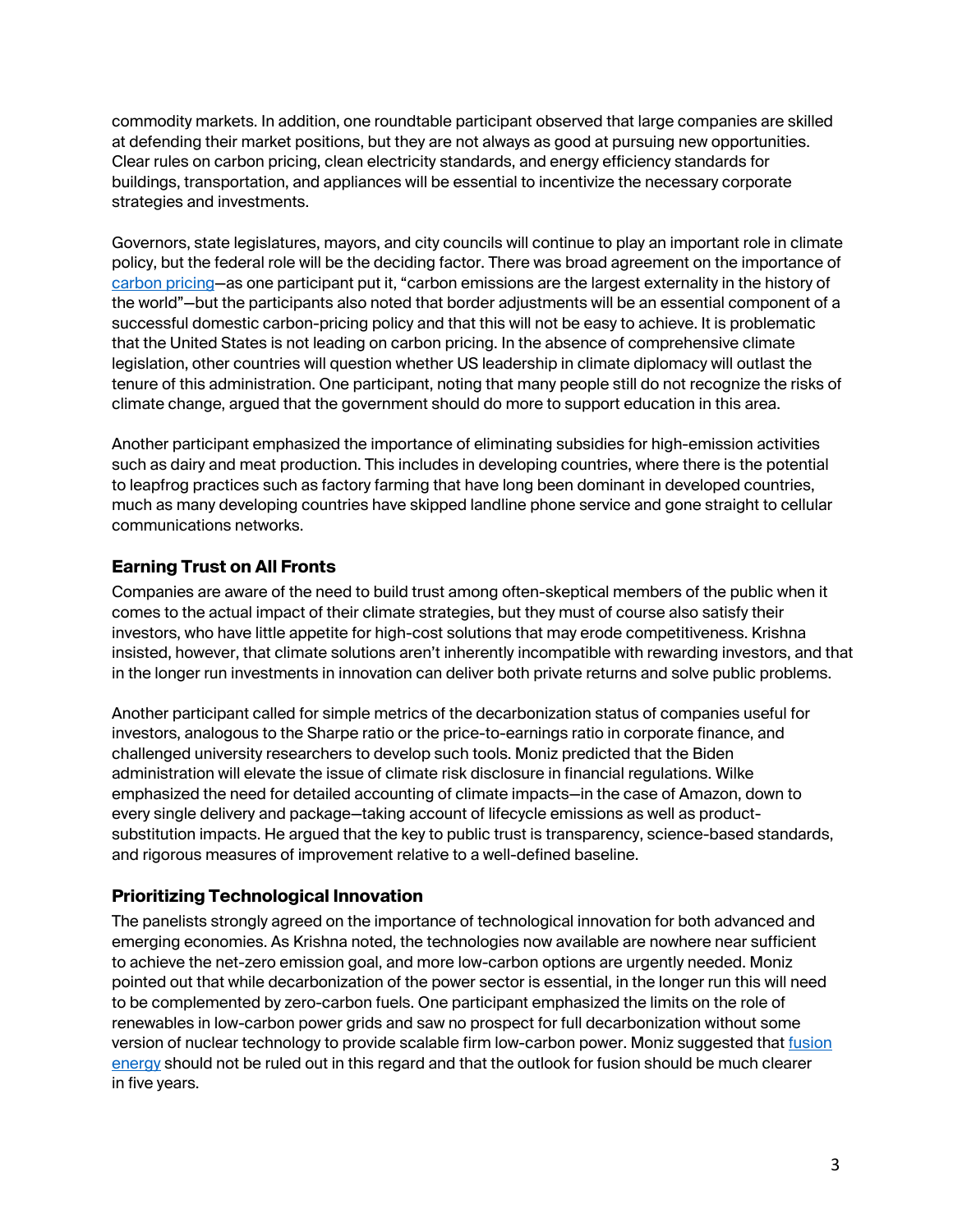commodity markets. In addition, one roundtable participant observed that large companies are skilled at defending their market positions, but they are not always as good at pursuing new opportunities. Clear rules on carbon pricing, clean electricity standards, and energy efficiency standards for buildings, transportation, and appliances will be essential to incentivize the necessary corporate strategies and investments.

Governors, state legislatures, mayors, and city councils will continue to play an important role in climate policy, but the federal role will be the deciding factor. There was broad agreement on the importance of carbon pricing—as one participant put it, "carbon emissions are the largest externality in the history of the world"—but the participants also noted that border adjustments will be an essential component of a successful domestic carbon-pricing policy and that this will not be easy to achieve. It is problematic that the United States is not leading on carbon pricing. In the absence of comprehensive climate legislation, other countries will question whether US leadership in climate diplomacy will outlast the tenure of this administration. One participant, noting that many people still do not recognize the risks of climate change, argued that the government should do more to support education in this area.

Another participant emphasized the importance of eliminating subsidies for high-emission activities such as dairy and meat production. This includes in developing countries, where there is the potential to leapfrog practices such as factory farming that have long been dominant in developed countries, much as many developing countries have skipped landline phone service and gone straight to cellular communications networks.

### Earning Trust on All Fronts

Companies are aware of the need to build trust among often-skeptical members of the public when it comes to the actual impact of their climate strategies, but they must of course also satisfy their investors, who have little appetite for high-cost solutions that may erode competitiveness. Krishna insisted, however, that climate solutions aren't inherently incompatible with rewarding investors, and that in the longer run investments in innovation can deliver both private returns and solve public problems.

Another participant called for simple metrics of the decarbonization status of companies useful for investors, analogous to the Sharpe ratio or the price-to-earnings ratio in corporate finance, and challenged university researchers to develop such tools. Moniz predicted that the Biden administration will elevate the issue of climate risk disclosure in financial regulations. Wilke emphasized the need for detailed accounting of climate impacts—in the case of Amazon, down to every single delivery and package—taking account of lifecycle emissions as well as product-substitution impacts. He argued that the key to public trust is transparency, science-based standards, and rigorous measures of improvement relative to a well-defined baseline.

### Prioritizing Technological Innovation

The panelists strongly agreed on the importance of technological innovation for both advanced and emerging economies. As Krishna noted, the technologies now available are nowhere near sufficient to achieve the net-zero emission goal, and more low-carbon options are urgently needed. Moniz pointed out that while decarbonization of the power sector is essential, in the longer run this will need to be complemented by zero-carbon fuels. One participant emphasized the limits on the role of renewables in low-carbon power grids and saw no prospect for full decarbonization without some version of nuclear technology to provide scalable firm low-carbon power. Moniz suggested that fusion energy should not be ruled out in this regard and that the outlook for fusion should be much clearer in five years.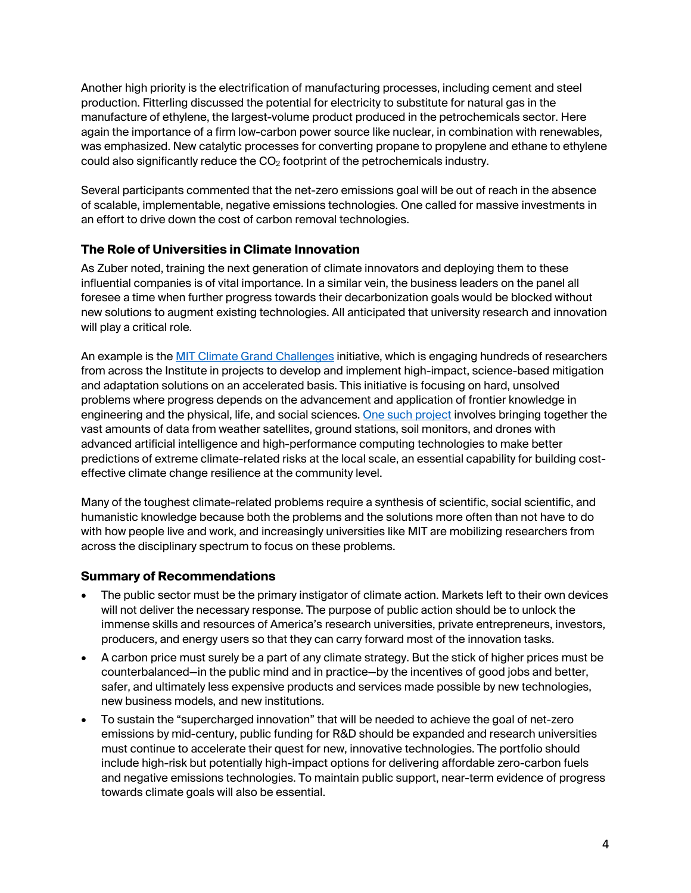Another high priority is the electrification of manufacturing processes, including cement and steel production. Fitterling discussed the potential for electricity to substitute for natural gas in the manufacture of ethylene, the largest-volume product produced in the petrochemicals sector. Here again the importance of a firm low-carbon power source like nuclear, in combination with renewables, was emphasized. New catalytic processes for converting propane to propylene and ethane to ethylene could also significantly reduce the $CO_2$ footprint of the petrochemicals industry.

Several participants commented that the net-zero emissions goal will be out of reach in the absence of scalable, implementable, negative emissions technologies. One called for massive investments in an effort to drive down the cost of carbon removal technologies.

### The Role of Universities in Climate Innovation

As Zuber noted, training the next generation of climate innovators and deploying them to these influential companies is of vital importance. In a similar vein, the business leaders on the panel all foresee a time when further progress towards their decarbonization goals would be blocked without new solutions to augment existing technologies. All anticipated that university research and innovation will play a critical role.

An example is the MIT Climate Grand Challenges initiative, which is engaging hundreds of researchers from across the Institute in projects to develop and implement high-impact, science-based mitigation and adaptation solutions on an accelerated basis. This initiative is focusing on hard, unsolved problems where progress depends on the advancement and application of frontier knowledge in engineering and the physical, life, and social sciences. One such project involves bringing together the vast amounts of data from weather satellites, ground stations, soil monitors, and drones with advanced artificial intelligence and high-performance computing technologies to make better predictions of extreme climate-related risks at the local scale, an essential capability for building cost-effective climate change resilience at the community level.

Many of the toughest climate-related problems require a synthesis of scientific, social scientific, and humanistic knowledge because both the problems and the solutions more often than not have to do with how people live and work, and increasingly universities like MIT are mobilizing researchers from across the disciplinary spectrum to focus on these problems.

### Summary of Recommendations

- The public sector must be the primary instigator of climate action. Markets left to their own devices will not deliver the necessary response. The purpose of public action should be to unlock the immense skills and resources of America's research universities, private entrepreneurs, investors, producers, and energy users so that they can carry forward most of the innovation tasks.
- A carbon price must surely be a part of any climate strategy. But the stick of higher prices must be counterbalanced—in the public mind and in practice—by the incentives of good jobs and better, safer, and ultimately less expensive products and services made possible by new technologies, new business models, and new institutions.
- To sustain the "supercharged innovation" that will be needed to achieve the goal of net-zero emissions by mid-century, public funding for R&D should be expanded and research universities must continue to accelerate their quest for new, innovative technologies. The portfolio should include high-risk but potentially high-impact options for delivering affordable zero-carbon fuels and negative emissions technologies. To maintain public support, near-term evidence of progress towards climate goals will also be essential.